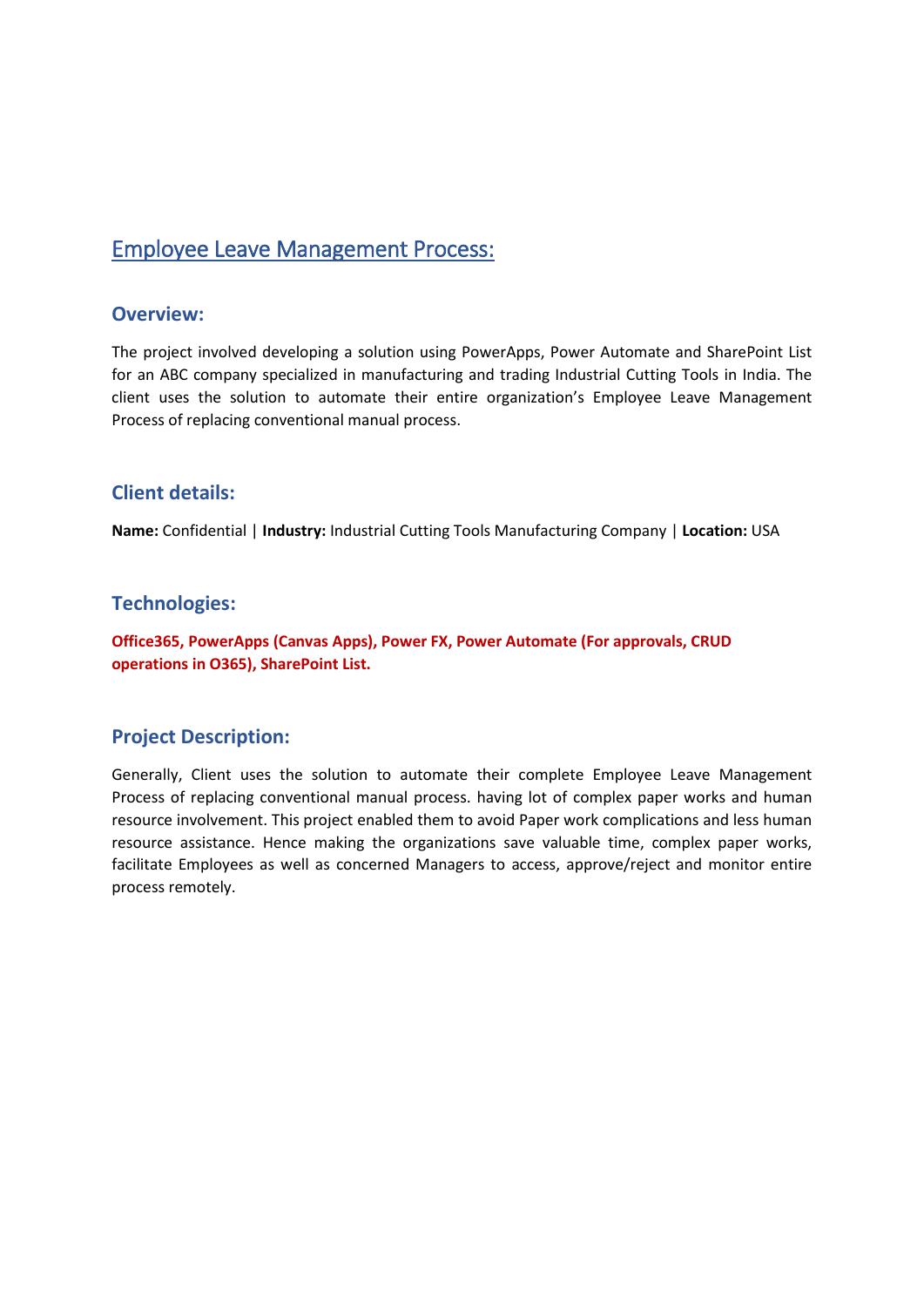# Employee Leave Management Process:

## Overview:

The project involved developing a solution using PowerApps, Power Automate and SharePoint List for an ABC company specialized in manufacturing and trading Industrial Cutting Tools in India. The client uses the solution to automate their entire organization's Employee Leave Management Process of replacing conventional manual process.

## Client details:

**Name:** Confidential | **Industry:** Industrial Cutting Tools Manufacturing Company | **Location:** USA

## Technologies:

**Office365, PowerApps (Canvas Apps), Power FX, Power Automate (For approvals, CRUD operations in O365), SharePoint List.**

## Project Description:

Generally, Client uses the solution to automate their complete Employee Leave Management Process of replacing conventional manual process. having lot of complex paper works and human resource involvement. This project enabled them to avoid Paper work complications and less human resource assistance. Hence making the organizations save valuable time, complex paper works, facilitate Employees as well as concerned Managers to access, approve/reject and monitor entire process remotely.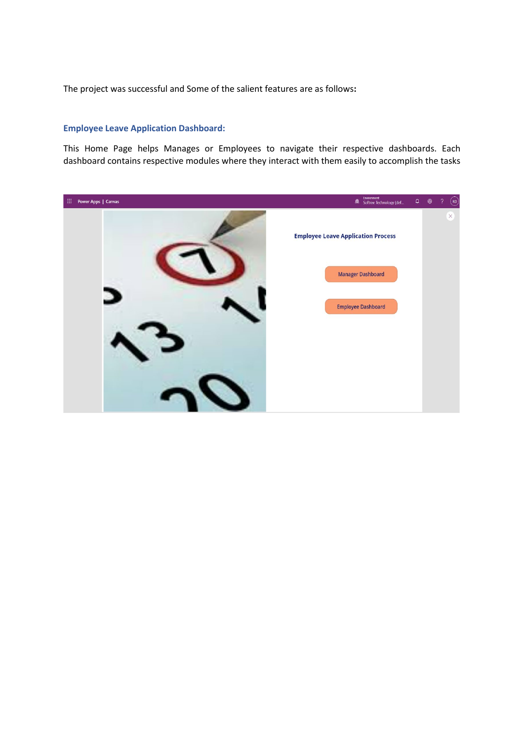The project was successful and Some of the salient features are as follows**:**

### Employee Leave Application Dashboard:

This Home Page helps Manages or Employees to navigate their respective dashboards. Each dashboard contains respective modules where they interact with them easily to accomplish the tasks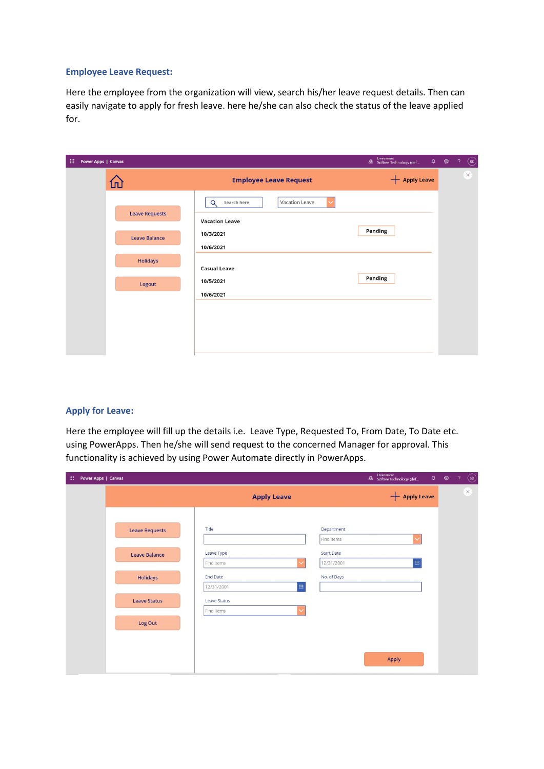## Employee Leave Request:

Here the employee from the organization will view, search his/her leave request details. Then can easily navigate to apply for fresh leave. here he/she can also check the status of the leave applied for.

## Apply for Leave:

Here the employee will fill up the details i.e. Leave Type, Requested To, From Date, To Date etc. using PowerApps. Then he/she will send request to the concerned Manager for approval. This functionality is achieved by using Power Automate directly in PowerApps.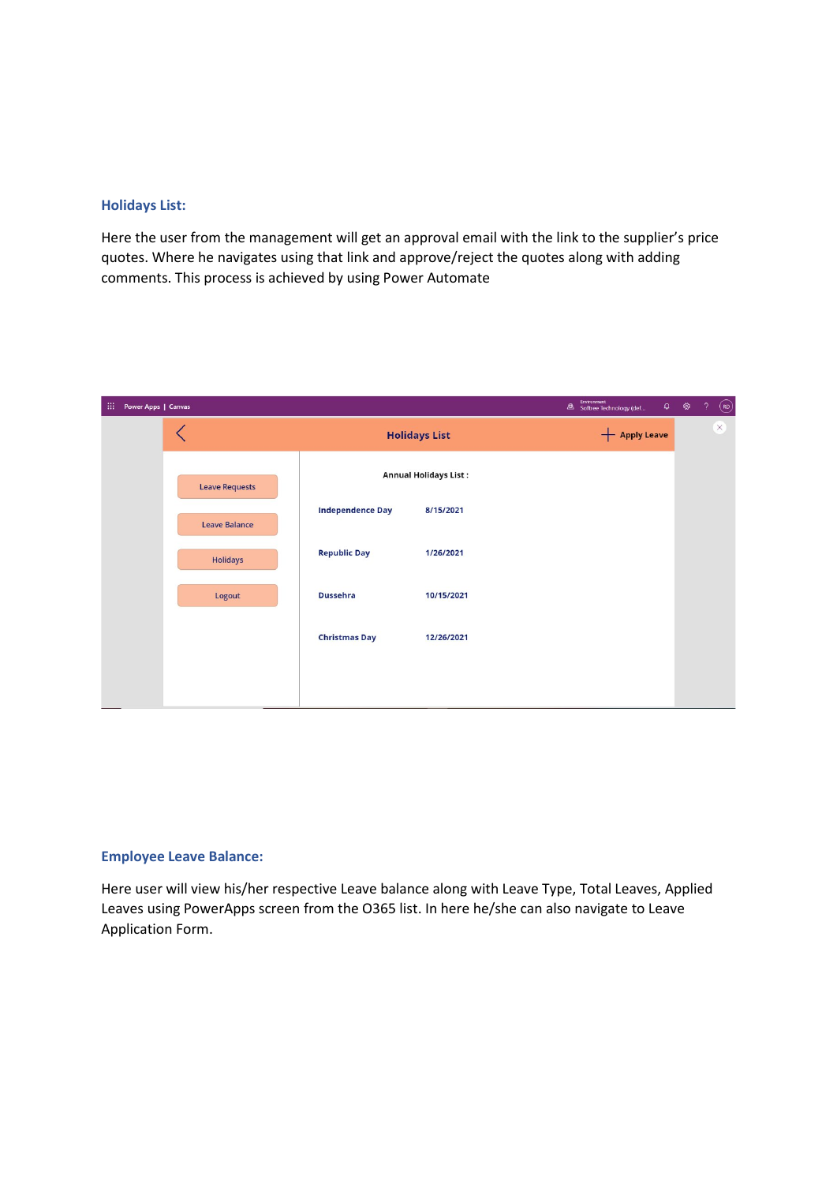### Holidays List:

Here the user from the management will get an approval email with the link to the supplier's price quotes. Where he navigates using that link and approve/reject the quotes along with adding comments. This process is achieved by using Power Automate

### Employee Leave Balance:

Here user will view his/her respective Leave balance along with Leave Type, Total Leaves, Applied Leaves using PowerApps screen from the O365 list. In here he/she can also navigate to Leave Application Form.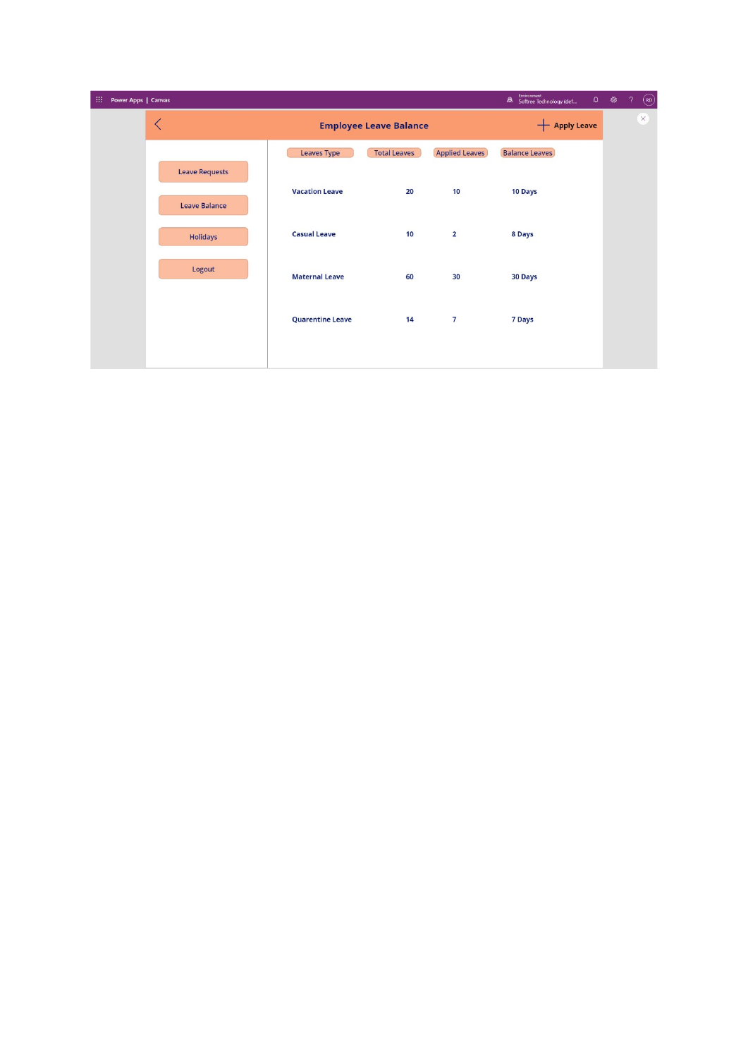Power Apps | Canvas

# Employee Leave Balance

+ Apply Leave

- Leave Requests
- Leave Balance
- Holidays
- Logout

| Leaves Type | Total Leaves | Applied Leaves | Balance Leaves |
|---|---|---|---|
| Vacation Leave | 20 | 10 | 10 Days |
| Casual Leave | 10 | 2 | 8 Days |
| Maternal Leave | 60 | 30 | 30 Days |
| Quarentine Leave | 14 | 7 | 7 Days |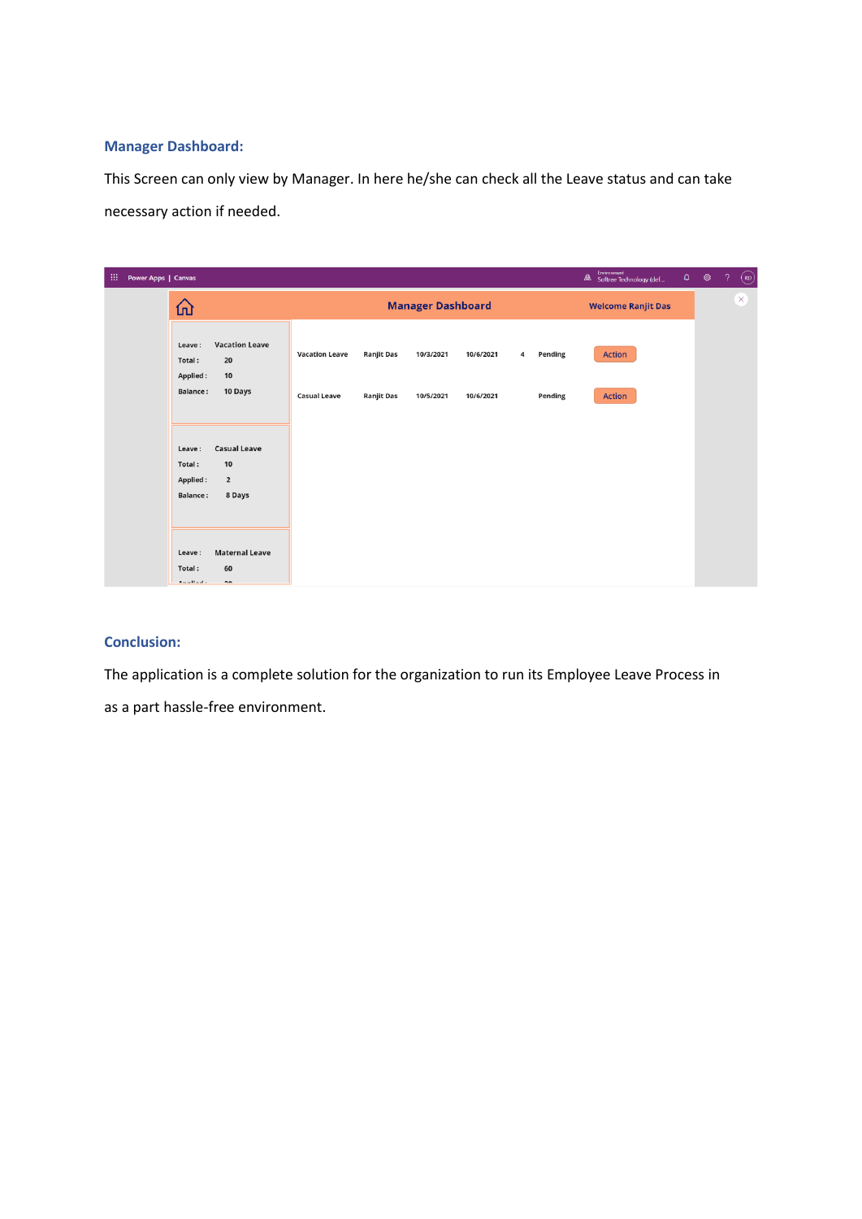### Manager Dashboard:

This Screen can only view by Manager. In here he/she can check all the Leave status and can take necessary action if needed.

### Conclusion:

The application is a complete solution for the organization to run its Employee Leave Process in as a part hassle-free environment.